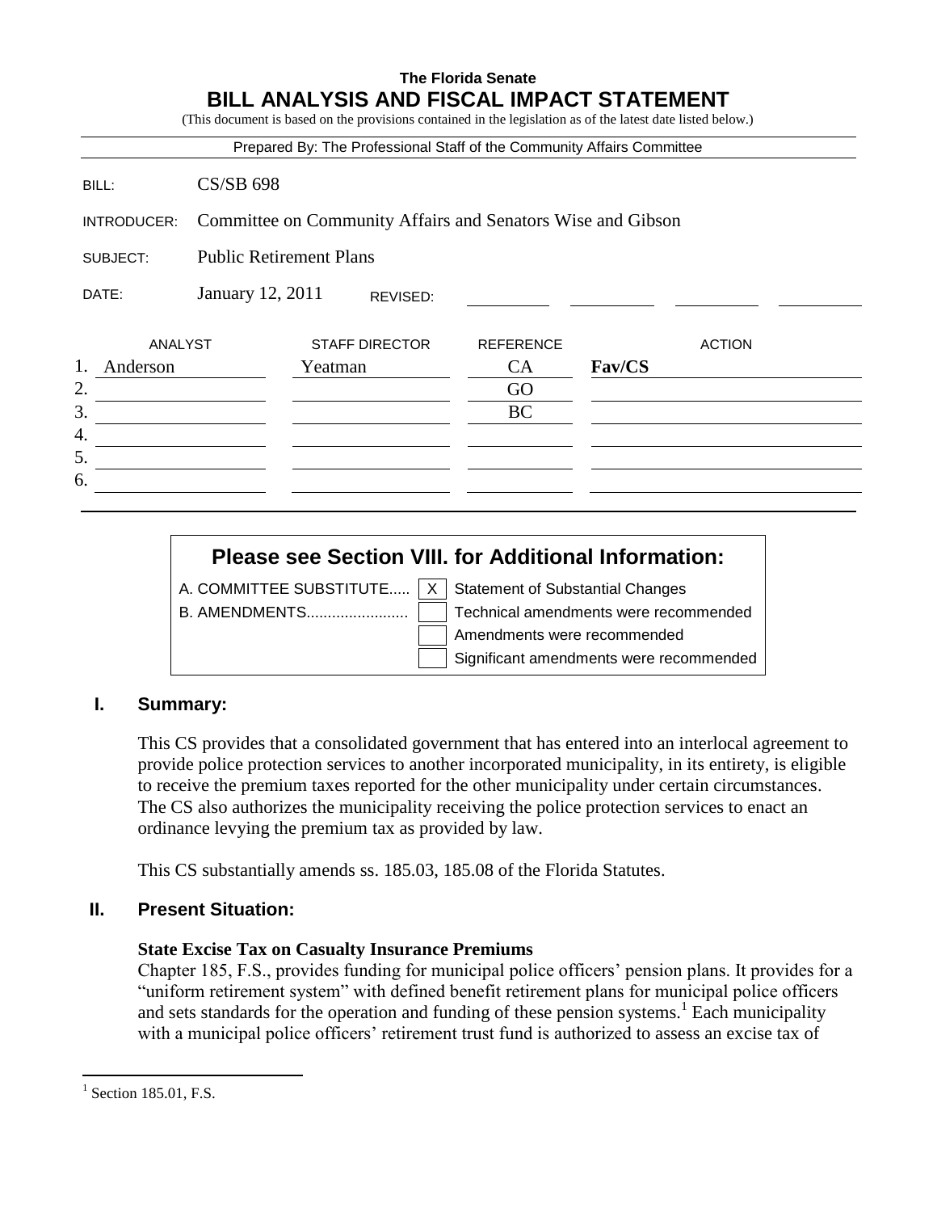**The Florida Senate**

# BILL ANALYSIS AND FISCAL IMPACT STATEMENT

(This document is based on the provisions contained in the legislation as of the latest date listed below.)

Prepared By: The Professional Staff of the Community Affairs Committee

| | |
|---|---|
| BILL: | CS/SB 698 |
| INTRODUCER: | Committee on Community Affairs and Senators Wise and Gibson |
| SUBJECT: | Public Retirement Plans |
| DATE: | January 12, 2011 REVISED: |

| | ANALYST | STAFF DIRECTOR | REFERENCE | ACTION |
|---|---|---|---|---|
| 1. | Anderson | Yeatman | CA | **Fav/CS** |
| 2. | | | GO | |
| 3. | | | BC | |
| 4. | | | | |
| 5. | | | | |
| 6. | | | | |

| **Please see Section VIII. for Additional Information:** | | |
|---|---|---|
| A. COMMITTEE SUBSTITUTE..... | X | Statement of Substantial Changes |
| B. AMENDMENTS........................ | | Technical amendments were recommended |
| | | Amendments were recommended |
| | | Significant amendments were recommended |

## I. Summary:

This CS provides that a consolidated government that has entered into an interlocal agreement to provide police protection services to another incorporated municipality, in its entirety, is eligible to receive the premium taxes reported for the other municipality under certain circumstances. The CS also authorizes the municipality receiving the police protection services to enact an ordinance levying the premium tax as provided by law.

This CS substantially amends ss. 185.03, 185.08 of the Florida Statutes.

## II. Present Situation:

**State Excise Tax on Casualty Insurance Premiums**

Chapter 185, F.S., provides funding for municipal police officers' pension plans. It provides for a "uniform retirement system" with defined benefit retirement plans for municipal police officers and sets standards for the operation and funding of these pension systems.[1] Each municipality with a municipal police officers' retirement trust fund is authorized to assess an excise tax of

[1] Section 185.01, F.S.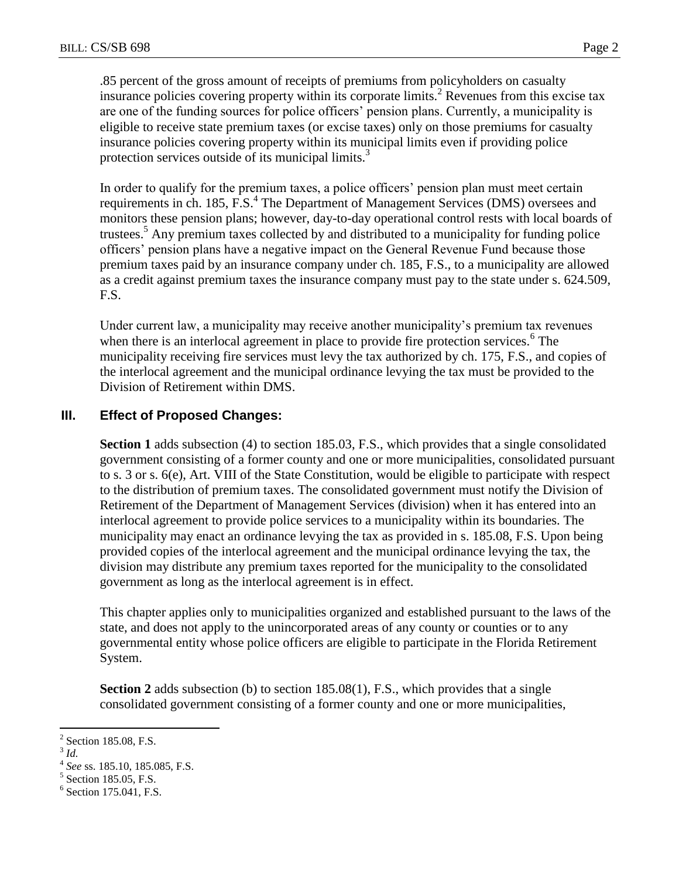.85 percent of the gross amount of receipts of premiums from policyholders on casualty insurance policies covering property within its corporate limits.[2] Revenues from this excise tax are one of the funding sources for police officers' pension plans. Currently, a municipality is eligible to receive state premium taxes (or excise taxes) only on those premiums for casualty insurance policies covering property within its municipal limits even if providing police protection services outside of its municipal limits.[3]

In order to qualify for the premium taxes, a police officers' pension plan must meet certain requirements in ch. 185, F.S.[4] The Department of Management Services (DMS) oversees and monitors these pension plans; however, day-to-day operational control rests with local boards of trustees.[5] Any premium taxes collected by and distributed to a municipality for funding police officers' pension plans have a negative impact on the General Revenue Fund because those premium taxes paid by an insurance company under ch. 185, F.S., to a municipality are allowed as a credit against premium taxes the insurance company must pay to the state under s. 624.509, F.S.

Under current law, a municipality may receive another municipality's premium tax revenues when there is an interlocal agreement in place to provide fire protection services.[6] The municipality receiving fire services must levy the tax authorized by ch. 175, F.S., and copies of the interlocal agreement and the municipal ordinance levying the tax must be provided to the Division of Retirement within DMS.

## III. Effect of Proposed Changes:

**Section 1** adds subsection (4) to section 185.03, F.S., which provides that a single consolidated government consisting of a former county and one or more municipalities, consolidated pursuant to s. 3 or s. 6(e), Art. VIII of the State Constitution, would be eligible to participate with respect to the distribution of premium taxes. The consolidated government must notify the Division of Retirement of the Department of Management Services (division) when it has entered into an interlocal agreement to provide police services to a municipality within its boundaries. The municipality may enact an ordinance levying the tax as provided in s. 185.08, F.S. Upon being provided copies of the interlocal agreement and the municipal ordinance levying the tax, the division may distribute any premium taxes reported for the municipality to the consolidated government as long as the interlocal agreement is in effect.

This chapter applies only to municipalities organized and established pursuant to the laws of the state, and does not apply to the unincorporated areas of any county or counties or to any governmental entity whose police officers are eligible to participate in the Florida Retirement System.

**Section 2** adds subsection (b) to section 185.08(1), F.S., which provides that a single consolidated government consisting of a former county and one or more municipalities,

---

[2] Section 185.08, F.S.

[3] *Id.*

[4] *See* ss. 185.10, 185.085, F.S.

[5] Section 185.05, F.S.

[6] Section 175.041, F.S.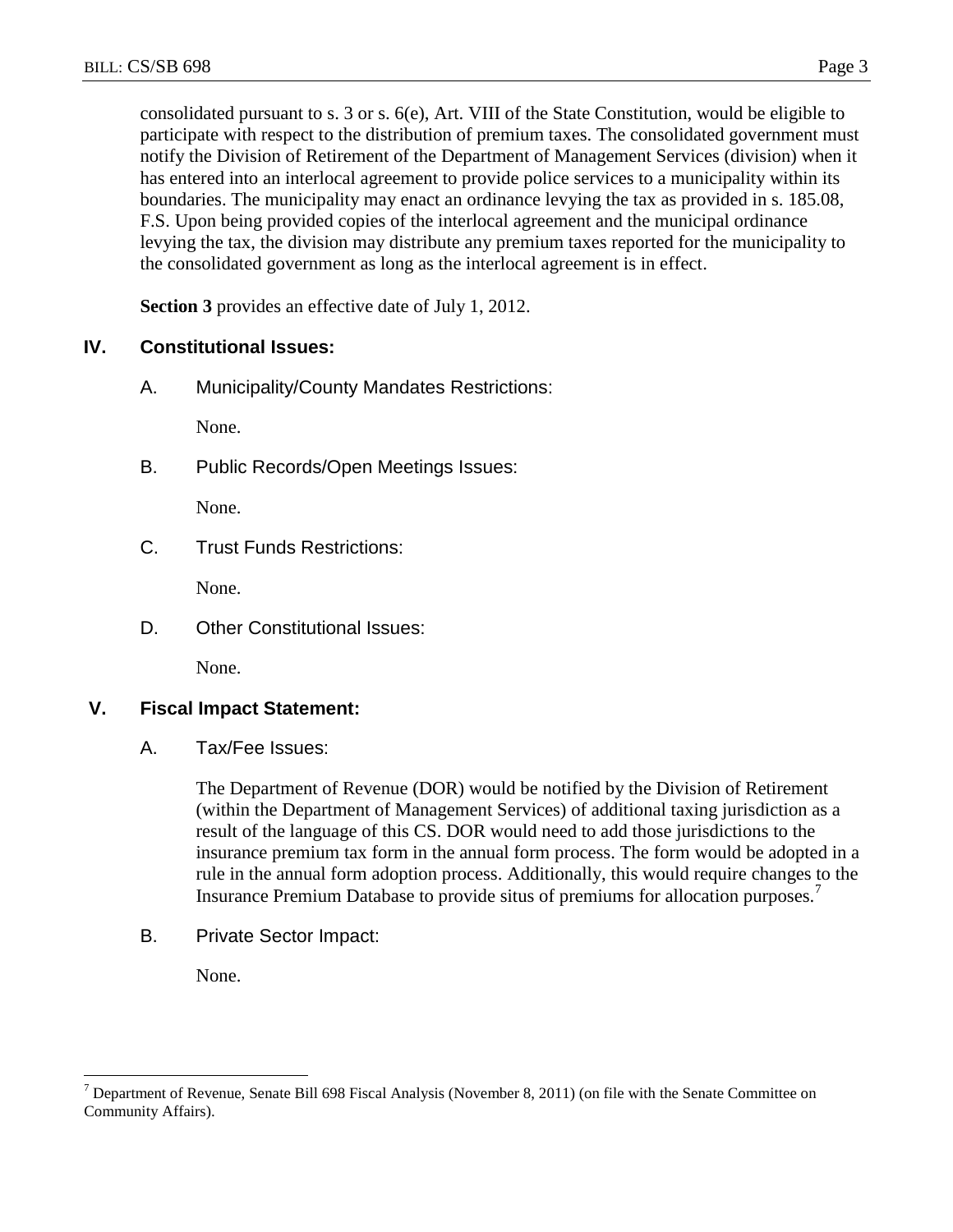consolidated pursuant to s. 3 or s. 6(e), Art. VIII of the State Constitution, would be eligible to participate with respect to the distribution of premium taxes. The consolidated government must notify the Division of Retirement of the Department of Management Services (division) when it has entered into an interlocal agreement to provide police services to a municipality within its boundaries. The municipality may enact an ordinance levying the tax as provided in s. 185.08, F.S. Upon being provided copies of the interlocal agreement and the municipal ordinance levying the tax, the division may distribute any premium taxes reported for the municipality to the consolidated government as long as the interlocal agreement is in effect.

**Section 3** provides an effective date of July 1, 2012.

## IV. Constitutional Issues:

### A. Municipality/County Mandates Restrictions:

None.

### B. Public Records/Open Meetings Issues:

None.

### C. Trust Funds Restrictions:

None.

### D. Other Constitutional Issues:

None.

## V. Fiscal Impact Statement:

### A. Tax/Fee Issues:

The Department of Revenue (DOR) would be notified by the Division of Retirement (within the Department of Management Services) of additional taxing jurisdiction as a result of the language of this CS. DOR would need to add those jurisdictions to the insurance premium tax form in the annual form process. The form would be adopted in a rule in the annual form adoption process. Additionally, this would require changes to the Insurance Premium Database to provide situs of premiums for allocation purposes.[7]

### B. Private Sector Impact:

None.

---

[7] Department of Revenue, Senate Bill 698 Fiscal Analysis (November 8, 2011) (on file with the Senate Committee on Community Affairs).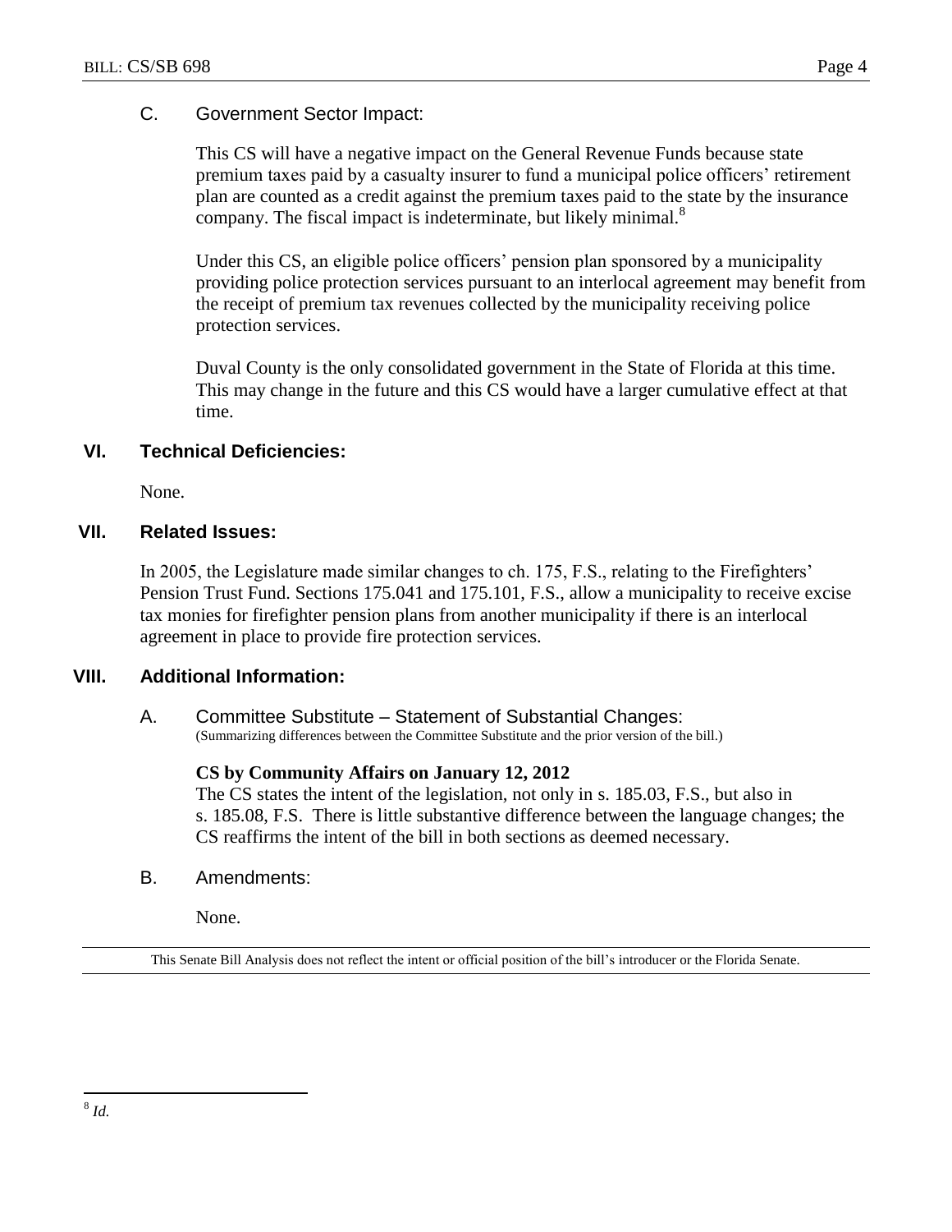### C. Government Sector Impact:

This CS will have a negative impact on the General Revenue Funds because state premium taxes paid by a casualty insurer to fund a municipal police officers' retirement plan are counted as a credit against the premium taxes paid to the state by the insurance company. The fiscal impact is indeterminate, but likely minimal.[8]

Under this CS, an eligible police officers' pension plan sponsored by a municipality providing police protection services pursuant to an interlocal agreement may benefit from the receipt of premium tax revenues collected by the municipality receiving police protection services.

Duval County is the only consolidated government in the State of Florida at this time. This may change in the future and this CS would have a larger cumulative effect at that time.

## VI. Technical Deficiencies:

None.

## VII. Related Issues:

In 2005, the Legislature made similar changes to ch. 175, F.S., relating to the Firefighters' Pension Trust Fund. Sections 175.041 and 175.101, F.S., allow a municipality to receive excise tax monies for firefighter pension plans from another municipality if there is an interlocal agreement in place to provide fire protection services.

## VIII. Additional Information:

### A. Committee Substitute – Statement of Substantial Changes:

(Summarizing differences between the Committee Substitute and the prior version of the bill.)

**CS by Community Affairs on January 12, 2012**

The CS states the intent of the legislation, not only in s. 185.03, F.S., but also in s. 185.08, F.S. There is little substantive difference between the language changes; the CS reaffirms the intent of the bill in both sections as deemed necessary.

### B. Amendments:

None.

This Senate Bill Analysis does not reflect the intent or official position of the bill's introducer or the Florida Senate.

[8] *Id.*